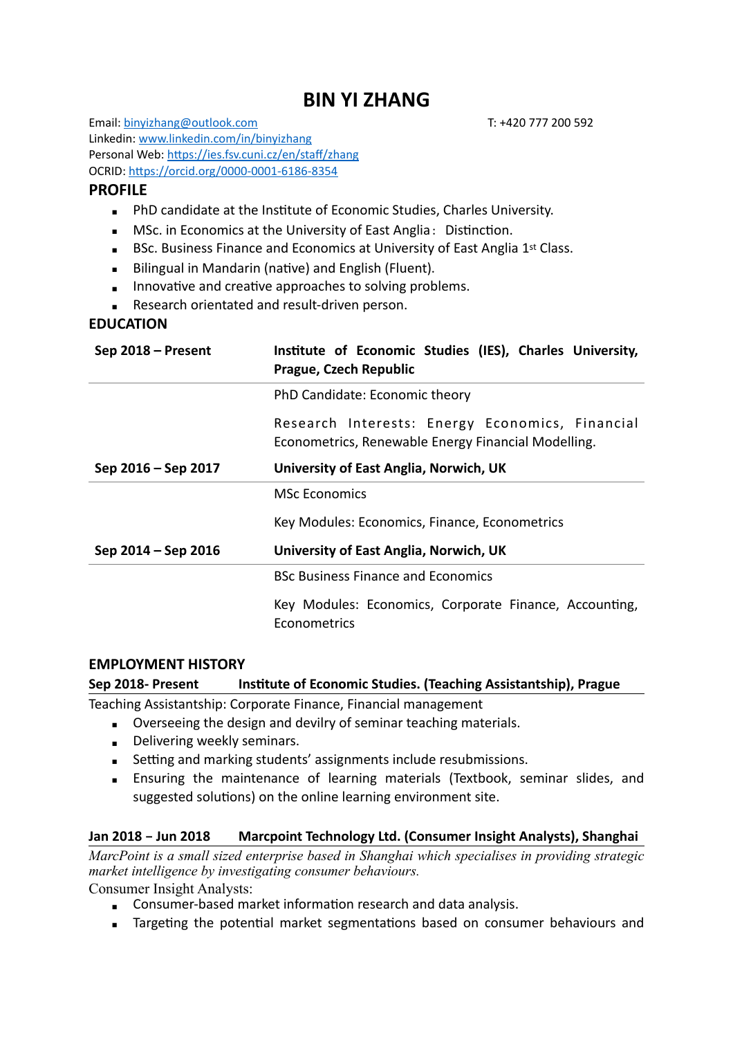# BIN YI ZHANG

Email: binyizhang@outlook.com T: +420 777 200 592
Linkedin: www.linkedin.com/in/binyizhang
Personal Web: https://ies.fsv.cuni.cz/en/staff/zhang
OCRID: https://orcid.org/0000-0001-6186-8354

## PROFILE

- PhD candidate at the Institute of Economic Studies, Charles University.
- MSc. in Economics at the University of East Anglia: Distinction.
- BSc. Business Finance and Economics at University of East Anglia 1st Class.
- Bilingual in Mandarin (native) and English (Fluent).
- Innovative and creative approaches to solving problems.
- Research orientated and result-driven person.

## EDUCATION

| | |
|---|---|
| **Sep 2018 – Present** | **Institute of Economic Studies (IES), Charles University, Prague, Czech Republic** |
| | PhD Candidate: Economic theory |
| | Research Interests: Energy Economics, Financial Econometrics, Renewable Energy Financial Modelling. |
| **Sep 2016 – Sep 2017** | **University of East Anglia, Norwich, UK** |
| | MSc Economics |
| | Key Modules: Economics, Finance, Econometrics |
| **Sep 2014 – Sep 2016** | **University of East Anglia, Norwich, UK** |
| | BSc Business Finance and Economics |
| | Key Modules: Economics, Corporate Finance, Accounting, Econometrics |

## EMPLOYMENT HISTORY

**Sep 2018- Present Institute of Economic Studies. (Teaching Assistantship), Prague**

Teaching Assistantship: Corporate Finance, Financial management

- Overseeing the design and devilry of seminar teaching materials.
- Delivering weekly seminars.
- Setting and marking students' assignments include resubmissions.
- Ensuring the maintenance of learning materials (Textbook, seminar slides, and suggested solutions) on the online learning environment site.

**Jan 2018 – Jun 2018 Marcpoint Technology Ltd. (Consumer Insight Analysts), Shanghai**

*MarcPoint is a small sized enterprise based in Shanghai which specialises in providing strategic market intelligence by investigating consumer behaviours.*

Consumer Insight Analysts:

- Consumer-based market information research and data analysis.
- Targeting the potential market segmentations based on consumer behaviours and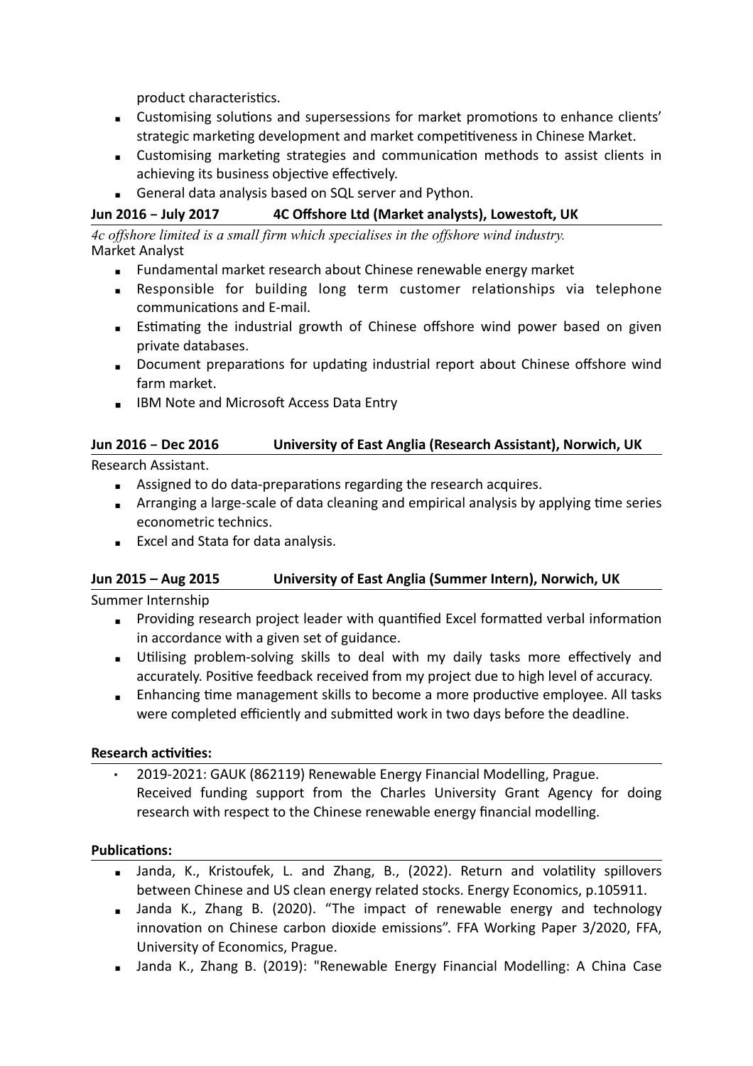product characteristics.

- Customising solutions and supersessions for market promotions to enhance clients' strategic marketing development and market competitiveness in Chinese Market.
- Customising marketing strategies and communication methods to assist clients in achieving its business objective effectively.
- General data analysis based on SQL server and Python.

**Jun 2016 – July 2017 4C Offshore Ltd (Market analysts), Lowestoft, UK**

*4c offshore limited is a small firm which specialises in the offshore wind industry.*

Market Analyst

- Fundamental market research about Chinese renewable energy market
- Responsible for building long term customer relationships via telephone communications and E-mail.
- Estimating the industrial growth of Chinese offshore wind power based on given private databases.
- Document preparations for updating industrial report about Chinese offshore wind farm market.
- IBM Note and Microsoft Access Data Entry

**Jun 2016 – Dec 2016 University of East Anglia (Research Assistant), Norwich, UK**

Research Assistant.

- Assigned to do data-preparations regarding the research acquires.
- Arranging a large-scale of data cleaning and empirical analysis by applying time series econometric technics.
- Excel and Stata for data analysis.

**Jun 2015 – Aug 2015 University of East Anglia (Summer Intern), Norwich, UK**

Summer Internship

- Providing research project leader with quantified Excel formatted verbal information in accordance with a given set of guidance.
- Utilising problem-solving skills to deal with my daily tasks more effectively and accurately. Positive feedback received from my project due to high level of accuracy.
- Enhancing time management skills to become a more productive employee. All tasks were completed efficiently and submitted work in two days before the deadline.

**Research activities:**

- 2019-2021: GAUK (862119) Renewable Energy Financial Modelling, Prague.
  Received funding support from the Charles University Grant Agency for doing research with respect to the Chinese renewable energy financial modelling.

**Publications:**

- Janda, K., Kristoufek, L. and Zhang, B., (2022). Return and volatility spillovers between Chinese and US clean energy related stocks. Energy Economics, p.105911.
- Janda K., Zhang B. (2020). "The impact of renewable energy and technology innovation on Chinese carbon dioxide emissions". FFA Working Paper 3/2020, FFA, University of Economics, Prague.
- Janda K., Zhang B. (2019): "Renewable Energy Financial Modelling: A China Case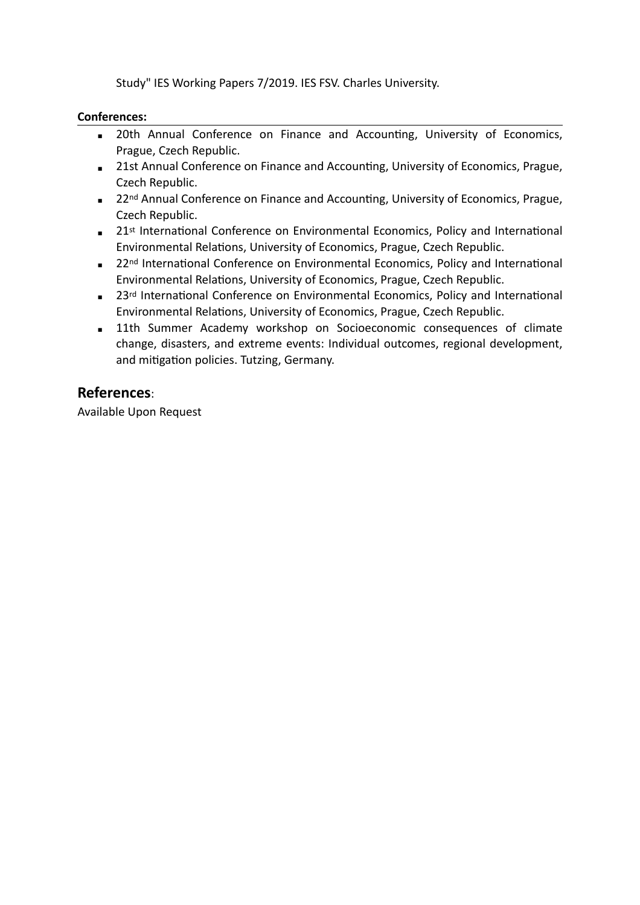Study" IES Working Papers 7/2019. IES FSV. Charles University.

**Conferences:**

- 20th Annual Conference on Finance and Accounting, University of Economics, Prague, Czech Republic.
- 21st Annual Conference on Finance and Accounting, University of Economics, Prague, Czech Republic.
- 22nd Annual Conference on Finance and Accounting, University of Economics, Prague, Czech Republic.
- 21st International Conference on Environmental Economics, Policy and International Environmental Relations, University of Economics, Prague, Czech Republic.
- 22nd International Conference on Environmental Economics, Policy and International Environmental Relations, University of Economics, Prague, Czech Republic.
- 23rd International Conference on Environmental Economics, Policy and International Environmental Relations, University of Economics, Prague, Czech Republic.
- 11th Summer Academy workshop on Socioeconomic consequences of climate change, disasters, and extreme events: Individual outcomes, regional development, and mitigation policies. Tutzing, Germany.

## **References**:

Available Upon Request